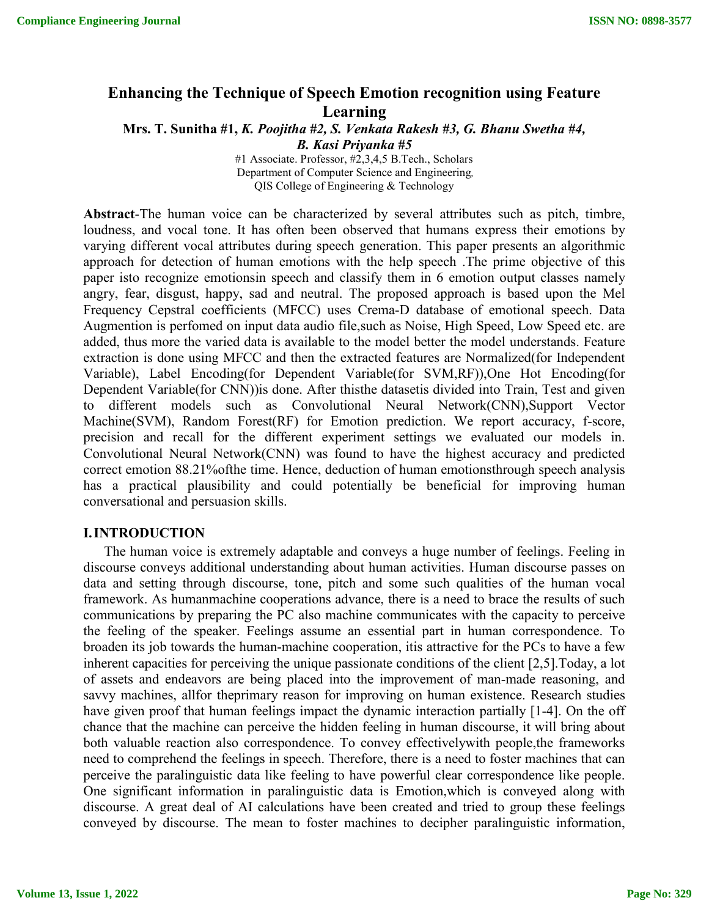# Enhancing the Technique of Speech Emotion recognition using Feature Learning

**Mrs. T. Sunitha #1,** ***K. Poojitha #2, S. Venkata Rakesh #3, G. Bhanu Swetha #4, B. Kasi Priyanka #5***

#1 Associate. Professor, #2,3,4,5 B.Tech., Scholars
Department of Computer Science and Engineering,
QIS College of Engineering & Technology

**Abstract**-The human voice can be characterized by several attributes such as pitch, timbre, loudness, and vocal tone. It has often been observed that humans express their emotions by varying different vocal attributes during speech generation. This paper presents an algorithmic approach for detection of human emotions with the help speech .The prime objective of this paper isto recognize emotionsin speech and classify them in 6 emotion output classes namely angry, fear, disgust, happy, sad and neutral. The proposed approach is based upon the Mel Frequency Cepstral coefficients (MFCC) uses Crema-D database of emotional speech. Data Augmention is perfomed on input data audio file,such as Noise, High Speed, Low Speed etc. are added, thus more the varied data is available to the model better the model understands. Feature extraction is done using MFCC and then the extracted features are Normalized(for Independent Variable), Label Encoding(for Dependent Variable(for SVM,RF)),One Hot Encoding(for Dependent Variable(for CNN))is done. After thisthe datasetis divided into Train, Test and given to different models such as Convolutional Neural Network(CNN),Support Vector Machine(SVM), Random Forest(RF) for Emotion prediction. We report accuracy, f-score, precision and recall for the different experiment settings we evaluated our models in. Convolutional Neural Network(CNN) was found to have the highest accuracy and predicted correct emotion 88.21%ofthe time. Hence, deduction of human emotionsthrough speech analysis has a practical plausibility and could potentially be beneficial for improving human conversational and persuasion skills.

## I. INTRODUCTION

The human voice is extremely adaptable and conveys a huge number of feelings. Feeling in discourse conveys additional understanding about human activities. Human discourse passes on data and setting through discourse, tone, pitch and some such qualities of the human vocal framework. As humanmachine cooperations advance, there is a need to brace the results of such communications by preparing the PC also machine communicates with the capacity to perceive the feeling of the speaker. Feelings assume an essential part in human correspondence. To broaden its job towards the human-machine cooperation, itis attractive for the PCs to have a few inherent capacities for perceiving the unique passionate conditions of the client [2,5].Today, a lot of assets and endeavors are being placed into the improvement of man-made reasoning, and savvy machines, allfor theprimary reason for improving on human existence. Research studies have given proof that human feelings impact the dynamic interaction partially [1-4]. On the off chance that the machine can perceive the hidden feeling in human discourse, it will bring about both valuable reaction also correspondence. To convey effectivelywith people,the frameworks need to comprehend the feelings in speech. Therefore, there is a need to foster machines that can perceive the paralinguistic data like feeling to have powerful clear correspondence like people. One significant information in paralinguistic data is Emotion,which is conveyed along with discourse. A great deal of AI calculations have been created and tried to group these feelings conveyed by discourse. The mean to foster machines to decipher paralinguistic information,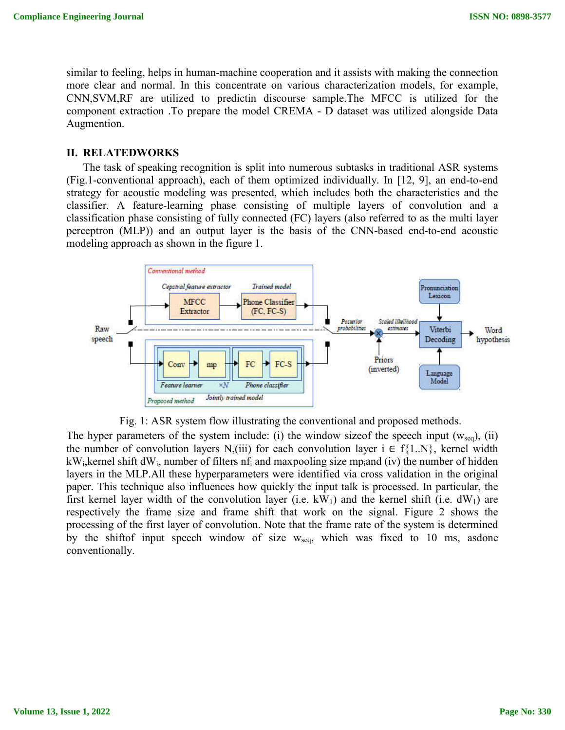similar to feeling, helps in human-machine cooperation and it assists with making the connection more clear and normal. In this concentrate on various characterization models, for example, CNN,SVM,RF are utilized to predictin discourse sample.The MFCC is utilized for the component extraction .To prepare the model CREMA - D dataset was utilized alongside Data Augmention.

## II. RELATEDWORKS

The task of speaking recognition is split into numerous subtasks in traditional ASR systems (Fig.1-conventional approach), each of them optimized individually. In [12, 9], an end-to-end strategy for acoustic modeling was presented, which includes both the characteristics and the classifier. A feature-learning phase consisting of multiple layers of convolution and a classification phase consisting of fully connected (FC) layers (also referred to as the multi layer perceptron (MLP)) and an output layer is the basis of the CNN-based end-to-end acoustic modeling approach as shown in the figure 1.

Fig. 1: ASR system flow illustrating the conventional and proposed methods.

The hyper parameters of the system include: (i) the window sizeof the speech input ($w_{seq}$), (ii) the number of convolution layers N,(iii) for each convolution layer i ∈ f{1..N}, kernel width $kW_i$,kernel shift $dW_i$, number of filters $nf_i$ and maxpooling size $mp_i$and (iv) the number of hidden layers in the MLP.All these hyperparameters were identified via cross validation in the original paper. This technique also influences how quickly the input talk is processed. In particular, the first kernel layer width of the convolution layer (i.e. $kW_1$) and the kernel shift (i.e. $dW_1$) are respectively the frame size and frame shift that work on the signal. Figure 2 shows the processing of the first layer of convolution. Note that the frame rate of the system is determined by the shiftof input speech window of size $w_{seq}$, which was fixed to 10 ms, asdone conventionally.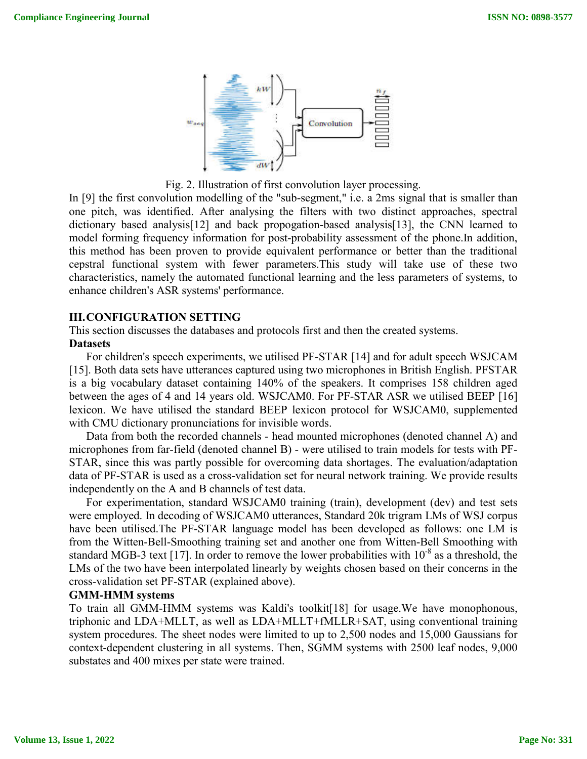Fig. 2. Illustration of first convolution layer processing.

In [9] the first convolution modelling of the "sub-segment," i.e. a 2ms signal that is smaller than one pitch, was identified. After analysing the filters with two distinct approaches, spectral dictionary based analysis[12] and back propogation-based analysis[13], the CNN learned to model forming frequency information for post-probability assessment of the phone.In addition, this method has been proven to provide equivalent performance or better than the traditional cepstral functional system with fewer parameters.This study will take use of these two characteristics, namely the automated functional learning and the less parameters of systems, to enhance children's ASR systems' performance.

## III. CONFIGURATION SETTING

This section discusses the databases and protocols first and then the created systems.

### Datasets

For children's speech experiments, we utilised PF-STAR [14] and for adult speech WSJCAM [15]. Both data sets have utterances captured using two microphones in British English. PFSTAR is a big vocabulary dataset containing 140% of the speakers. It comprises 158 children aged between the ages of 4 and 14 years old. WSJCAM0. For PF-STAR ASR we utilised BEEP [16] lexicon. We have utilised the standard BEEP lexicon protocol for WSJCAM0, supplemented with CMU dictionary pronunciations for invisible words.

Data from both the recorded channels - head mounted microphones (denoted channel A) and microphones from far-field (denoted channel B) - were utilised to train models for tests with PF-STAR, since this was partly possible for overcoming data shortages. The evaluation/adaptation data of PF-STAR is used as a cross-validation set for neural network training. We provide results independently on the A and B channels of test data.

For experimentation, standard WSJCAM0 training (train), development (dev) and test sets were employed. In decoding of WSJCAM0 utterances, Standard 20k trigram LMs of WSJ corpus have been utilised.The PF-STAR language model has been developed as follows: one LM is from the Witten-Bell-Smoothing training set and another one from Witten-Bell Smoothing with standard MGB-3 text [17]. In order to remove the lower probabilities with $10^{-8}$ as a threshold, the LMs of the two have been interpolated linearly by weights chosen based on their concerns in the cross-validation set PF-STAR (explained above).

### GMM-HMM systems

To train all GMM-HMM systems was Kaldi's toolkit[18] for usage.We have monophonous, triphonic and LDA+MLLT, as well as LDA+MLLT+fMLLR+SAT, using conventional training system procedures. The sheet nodes were limited to up to 2,500 nodes and 15,000 Gaussians for context-dependent clustering in all systems. Then, SGMM systems with 2500 leaf nodes, 9,000 substates and 400 mixes per state were trained.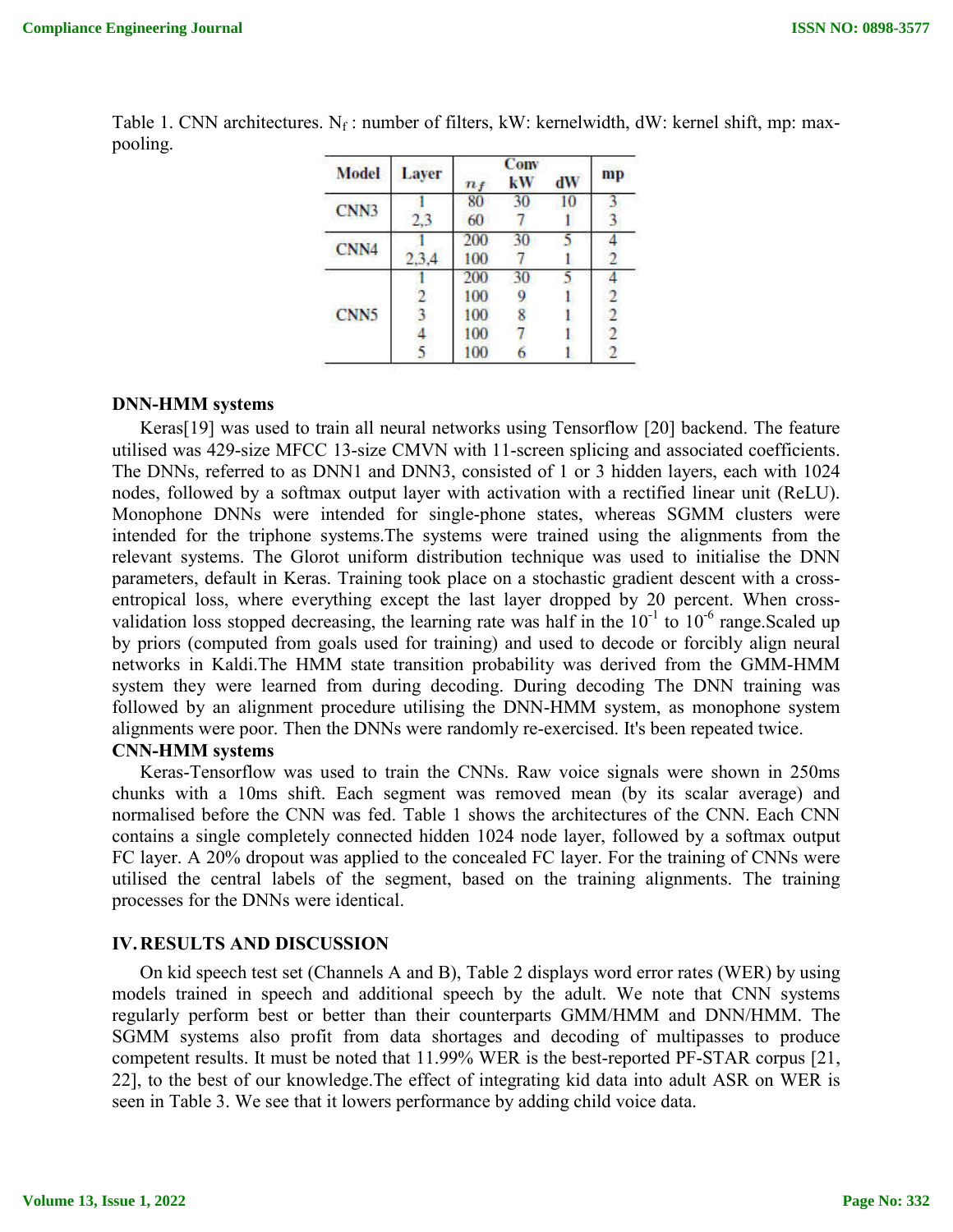Table 1. CNN architectures. $N_f$ : number of filters, kW: kernelwidth, dW: kernel shift, mp: max-pooling.

| Model | Layer | Conv | | | mp |
|---|---|---|---|---|---|
| | | $n_f$ | kW | dW | |
| CNN3 | 1 | 80 | 30 | 10 | 3 |
| | 2,3 | 60 | 7 | 1 | 3 |
| CNN4 | 1 | 200 | 30 | 5 | 4 |
| | 2,3,4 | 100 | 7 | 1 | 2 |
| CNN5 | 1 | 200 | 30 | 5 | 4 |
| | 2 | 100 | 9 | 1 | 2 |
| | 3 | 100 | 8 | 1 | 2 |
| | 4 | 100 | 7 | 1 | 2 |
| | 5 | 100 | 6 | 1 | 2 |

**DNN-HMM systems**

Keras[19] was used to train all neural networks using Tensorflow [20] backend. The feature utilised was 429-size MFCC 13-size CMVN with 11-screen splicing and associated coefficients. The DNNs, referred to as DNN1 and DNN3, consisted of 1 or 3 hidden layers, each with 1024 nodes, followed by a softmax output layer with activation with a rectified linear unit (ReLU). Monophone DNNs were intended for single-phone states, whereas SGMM clusters were intended for the triphone systems.The systems were trained using the alignments from the relevant systems. The Glorot uniform distribution technique was used to initialise the DNN parameters, default in Keras. Training took place on a stochastic gradient descent with a cross-entropical loss, where everything except the last layer dropped by 20 percent. When cross-validation loss stopped decreasing, the learning rate was half in the $10^{-1}$ to $10^{-6}$ range.Scaled up by priors (computed from goals used for training) and used to decode or forcibly align neural networks in Kaldi.The HMM state transition probability was derived from the GMM-HMM system they were learned from during decoding. During decoding The DNN training was followed by an alignment procedure utilising the DNN-HMM system, as monophone system alignments were poor. Then the DNNs were randomly re-exercised. It's been repeated twice.

**CNN-HMM systems**

Keras-Tensorflow was used to train the CNNs. Raw voice signals were shown in 250ms chunks with a 10ms shift. Each segment was removed mean (by its scalar average) and normalised before the CNN was fed. Table 1 shows the architectures of the CNN. Each CNN contains a single completely connected hidden 1024 node layer, followed by a softmax output FC layer. A 20% dropout was applied to the concealed FC layer. For the training of CNNs were utilised the central labels of the segment, based on the training alignments. The training processes for the DNNs were identical.

## IV. RESULTS AND DISCUSSION

On kid speech test set (Channels A and B), Table 2 displays word error rates (WER) by using models trained in speech and additional speech by the adult. We note that CNN systems regularly perform best or better than their counterparts GMM/HMM and DNN/HMM. The SGMM systems also profit from data shortages and decoding of multipasses to produce competent results. It must be noted that 11.99% WER is the best-reported PF-STAR corpus [21, 22], to the best of our knowledge.The effect of integrating kid data into adult ASR on WER is seen in Table 3. We see that it lowers performance by adding child voice data.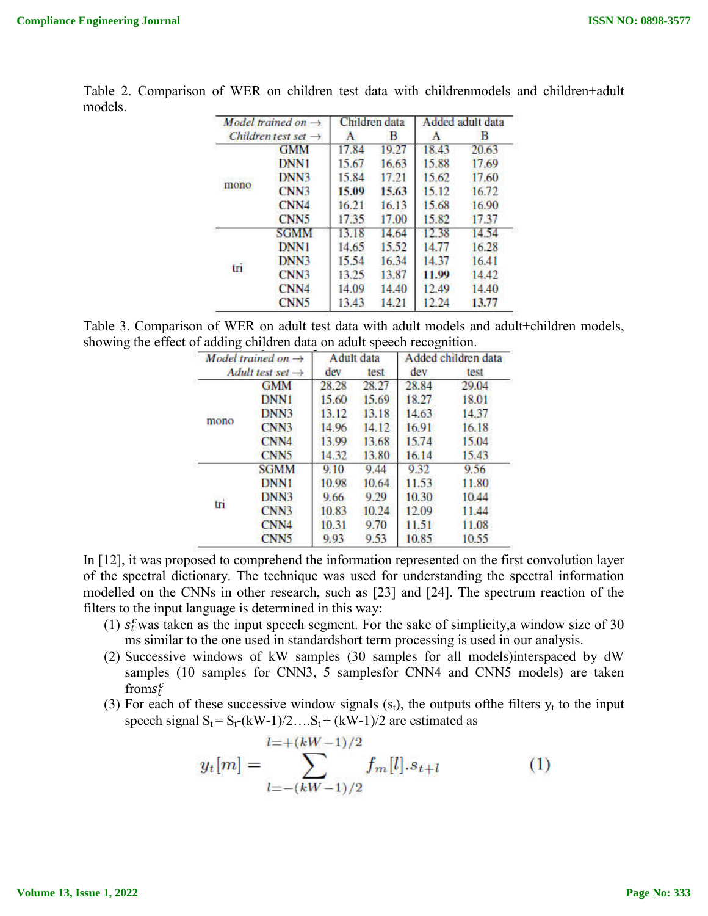Table 2. Comparison of WER on children test data with childrenmodels and children+adult models.

| *Model trained on →* | | Children data | | Added adult data | |
|---|---|---|---|---|---|
| *Children test set →* | | A | B | A | B |
| mono | GMM | 17.84 | 19.27 | 18.43 | 20.63 |
| | DNN1 | 15.67 | 16.63 | 15.88 | 17.69 |
| | DNN3 | 15.84 | 17.21 | 15.62 | 17.60 |
| | CNN3 | **15.09** | **15.63** | 15.12 | 16.72 |
| | CNN4 | 16.21 | 16.13 | 15.68 | 16.90 |
| | CNN5 | 17.35 | 17.00 | 15.82 | 17.37 |
| tri | SGMM | 13.18 | 14.64 | 12.38 | 14.54 |
| | DNN1 | 14.65 | 15.52 | 14.77 | 16.28 |
| | DNN3 | 15.54 | 16.34 | 14.37 | 16.41 |
| | CNN3 | 13.25 | 13.87 | **11.99** | 14.42 |
| | CNN4 | 14.09 | 14.40 | 12.49 | 14.40 |
| | CNN5 | 13.43 | 14.21 | 12.24 | **13.77** |

Table 3. Comparison of WER on adult test data with adult models and adult+children models, showing the effect of adding children data on adult speech recognition.

| *Model trained on →* | | Adult data | | Added children data | |
|---|---|---|---|---|---|
| *Adult test set →* | | dev | test | dev | test |
| mono | GMM | 28.28 | 28.27 | 28.84 | 29.04 |
| | DNN1 | 15.60 | 15.69 | 18.27 | 18.01 |
| | DNN3 | 13.12 | 13.18 | 14.63 | 14.37 |
| | CNN3 | 14.96 | 14.12 | 16.91 | 16.18 |
| | CNN4 | 13.99 | 13.68 | 15.74 | 15.04 |
| | CNN5 | 14.32 | 13.80 | 16.14 | 15.43 |
| tri | SGMM | 9.10 | 9.44 | 9.32 | 9.56 |
| | DNN1 | 10.98 | 10.64 | 11.53 | 11.80 |
| | DNN3 | 9.66 | 9.29 | 10.30 | 10.44 |
| | CNN3 | 10.83 | 10.24 | 12.09 | 11.44 |
| | CNN4 | 10.31 | 9.70 | 11.51 | 11.08 |
| | CNN5 | 9.93 | 9.53 | 10.85 | 10.55 |

In [12], it was proposed to comprehend the information represented on the first convolution layer of the spectral dictionary. The technique was used for understanding the spectral information modelled on the CNNs in other research, such as [23] and [24]. The spectrum reaction of the filters to the input language is determined in this way:

(1) $s_t^c$ was taken as the input speech segment. For the sake of simplicity,a window size of 30 ms similar to the one used in standardshort term processing is used in our analysis.

(2) Successive windows of kW samples (30 samples for all models)interspaced by dW samples (10 samples for CNN3, 5 samplesfor CNN4 and CNN5 models) are taken from $s_t^c$

(3) For each of these successive window signals ($s_t$), the outputs ofthe filters $y_t$ to the input speech signal $S_t = S_t$-(kW-1)/2….$S_t$ + (kW-1)/2 are estimated as

$$y_t[m] = \sum_{l=-(kW-1)/2}^{l=+(kW-1)/2} f_m[l].s_{t+l} \qquad (1)$$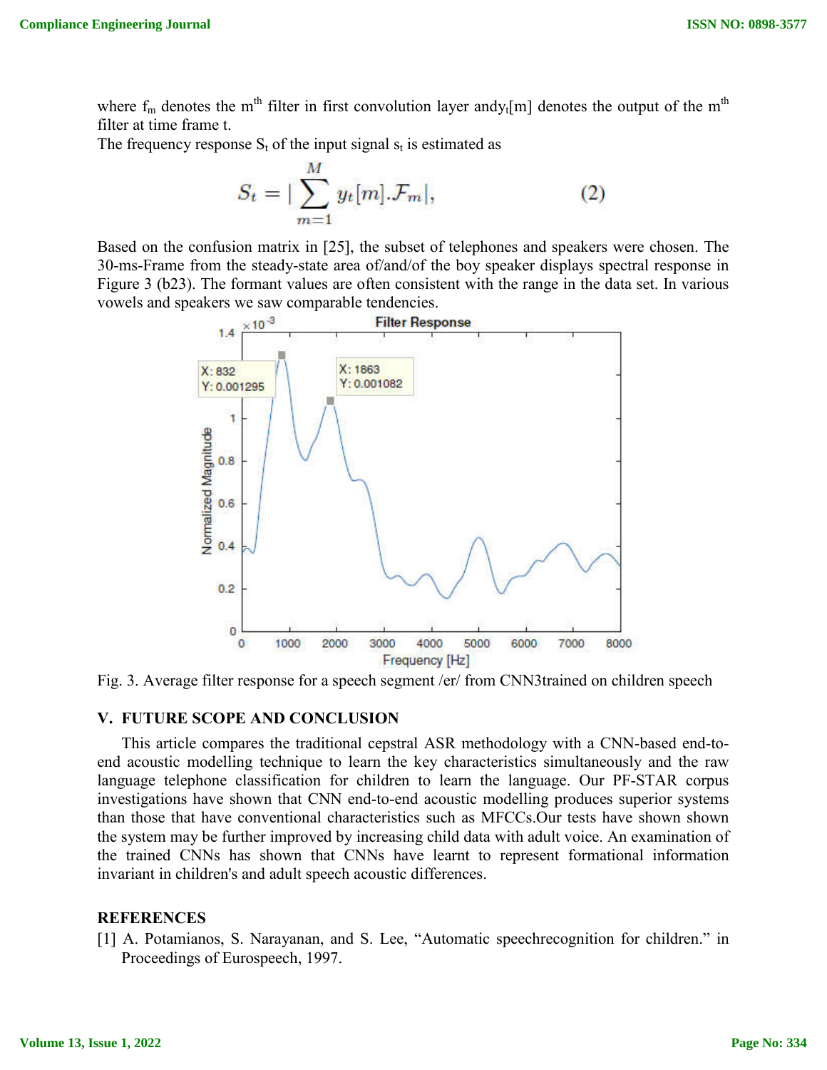where $f_m$ denotes the $m^{th}$ filter in first convolution layer and$y_t[m]$ denotes the output of the $m^{th}$ filter at time frame t.

The frequency response $S_t$ of the input signal $s_t$ is estimated as

$$S_t = |\sum_{m=1}^{M} y_t[m].\mathcal{F}_m|, \tag{2}$$

Based on the confusion matrix in [25], the subset of telephones and speakers were chosen. The 30-ms-Frame from the steady-state area of/and/of the boy speaker displays spectral response in Figure 3 (b23). The formant values are often consistent with the range in the data set. In various vowels and speakers we saw comparable tendencies.

Fig. 3. Average filter response for a speech segment /er/ from CNN3trained on children speech

## V. FUTURE SCOPE AND CONCLUSION

This article compares the traditional cepstral ASR methodology with a CNN-based end-to-end acoustic modelling technique to learn the key characteristics simultaneously and the raw language telephone classification for children to learn the language. Our PF-STAR corpus investigations have shown that CNN end-to-end acoustic modelling produces superior systems than those that have conventional characteristics such as MFCCs.Our tests have shown shown the system may be further improved by increasing child data with adult voice. An examination of the trained CNNs has shown that CNNs have learnt to represent formational information invariant in children's and adult speech acoustic differences.

## REFERENCES

[1] A. Potamianos, S. Narayanan, and S. Lee, "Automatic speechrecognition for children." in Proceedings of Eurospeech, 1997.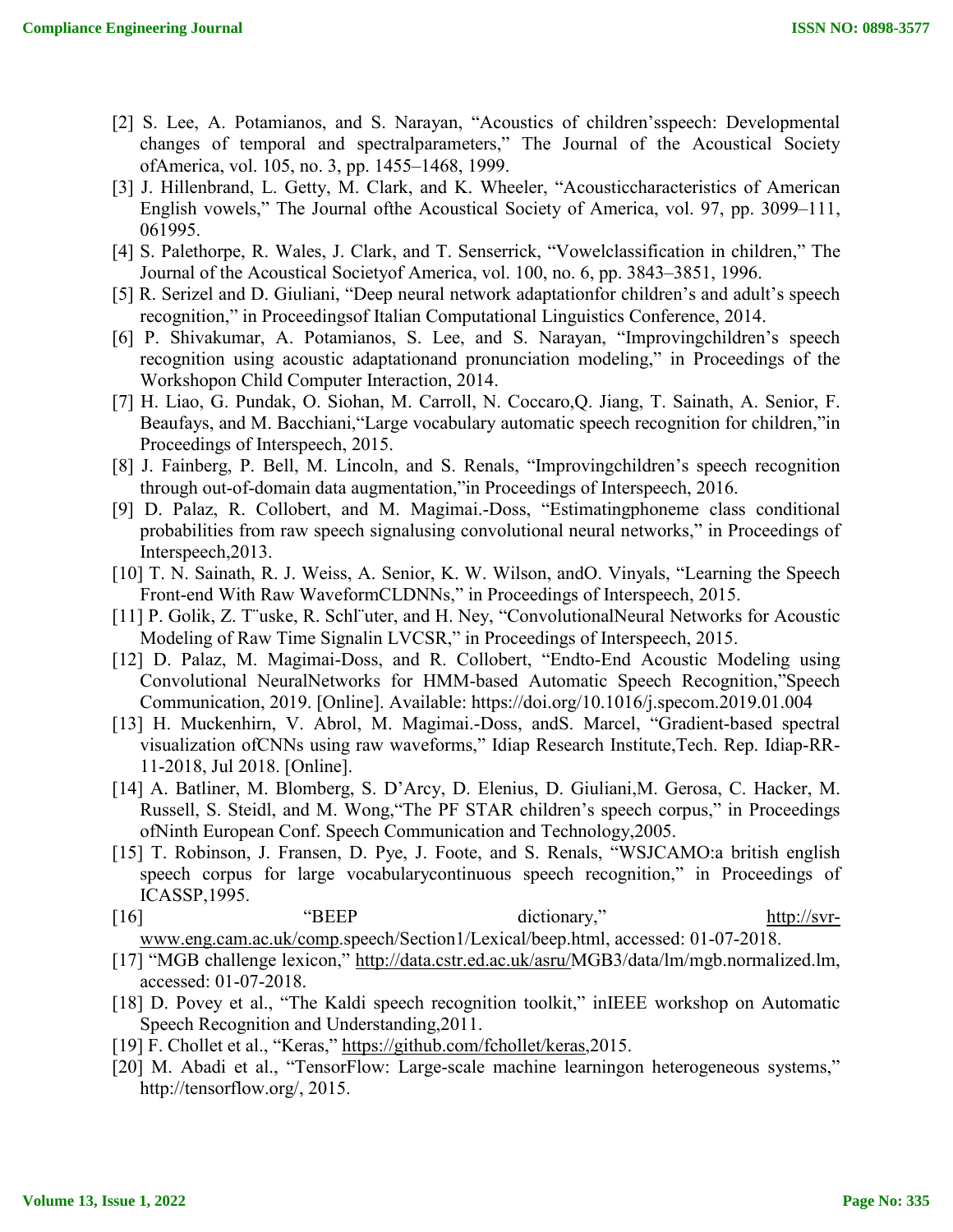[2] S. Lee, A. Potamianos, and S. Narayan, "Acoustics of children'sspeech: Developmental changes of temporal and spectralparameters," The Journal of the Acoustical Society ofAmerica, vol. 105, no. 3, pp. 1455–1468, 1999.

[3] J. Hillenbrand, L. Getty, M. Clark, and K. Wheeler, "Acousticcharacteristics of American English vowels," The Journal ofthe Acoustical Society of America, vol. 97, pp. 3099–111, 061995.

[4] S. Palethorpe, R. Wales, J. Clark, and T. Senserrick, "Vowelclassification in children," The Journal of the Acoustical Societyof America, vol. 100, no. 6, pp. 3843–3851, 1996.

[5] R. Serizel and D. Giuliani, "Deep neural network adaptationfor children's and adult's speech recognition," in Proceedingsof Italian Computational Linguistics Conference, 2014.

[6] P. Shivakumar, A. Potamianos, S. Lee, and S. Narayan, "Improvingchildren's speech recognition using acoustic adaptationand pronunciation modeling," in Proceedings of the Workshopon Child Computer Interaction, 2014.

[7] H. Liao, G. Pundak, O. Siohan, M. Carroll, N. Coccaro,Q. Jiang, T. Sainath, A. Senior, F. Beaufays, and M. Bacchiani,"Large vocabulary automatic speech recognition for children,"in Proceedings of Interspeech, 2015.

[8] J. Fainberg, P. Bell, M. Lincoln, and S. Renals, "Improvingchildren's speech recognition through out-of-domain data augmentation,"in Proceedings of Interspeech, 2016.

[9] D. Palaz, R. Collobert, and M. Magimai.-Doss, "Estimatingphoneme class conditional probabilities from raw speech signalusing convolutional neural networks," in Proceedings of Interspeech,2013.

[10] T. N. Sainath, R. J. Weiss, A. Senior, K. W. Wilson, andO. Vinyals, "Learning the Speech Front-end With Raw WaveformCLDNNs," in Proceedings of Interspeech, 2015.

[11] P. Golik, Z. T¨uske, R. Schl¨uter, and H. Ney, "ConvolutionalNeural Networks for Acoustic Modeling of Raw Time Signalin LVCSR," in Proceedings of Interspeech, 2015.

[12] D. Palaz, M. Magimai-Doss, and R. Collobert, "Endto-End Acoustic Modeling using Convolutional NeuralNetworks for HMM-based Automatic Speech Recognition,"Speech Communication, 2019. [Online]. Available: https://doi.org/10.1016/j.specom.2019.01.004

[13] H. Muckenhirn, V. Abrol, M. Magimai.-Doss, andS. Marcel, "Gradient-based spectral visualization ofCNNs using raw waveforms," Idiap Research Institute,Tech. Rep. Idiap-RR-11-2018, Jul 2018. [Online].

[14] A. Batliner, M. Blomberg, S. D'Arcy, D. Elenius, D. Giuliani,M. Gerosa, C. Hacker, M. Russell, S. Steidl, and M. Wong,"The PF STAR children's speech corpus," in Proceedings ofNinth European Conf. Speech Communication and Technology,2005.

[15] T. Robinson, J. Fransen, D. Pye, J. Foote, and S. Renals, "WSJCAMO:a british english speech corpus for large vocabularycontinuous speech recognition," in Proceedings of ICASSP,1995.

[16] "BEEP dictionary," http://svr-www.eng.cam.ac.uk/comp.speech/Section1/Lexical/beep.html, accessed: 01-07-2018.

[17] "MGB challenge lexicon," http://data.cstr.ed.ac.uk/asru/MGB3/data/lm/mgb.normalized.lm, accessed: 01-07-2018.

[18] D. Povey et al., "The Kaldi speech recognition toolkit," inIEEE workshop on Automatic Speech Recognition and Understanding,2011.

[19] F. Chollet et al., "Keras," https://github.com/fchollet/keras,2015.

[20] M. Abadi et al., "TensorFlow: Large-scale machine learningon heterogeneous systems," http://tensorflow.org/, 2015.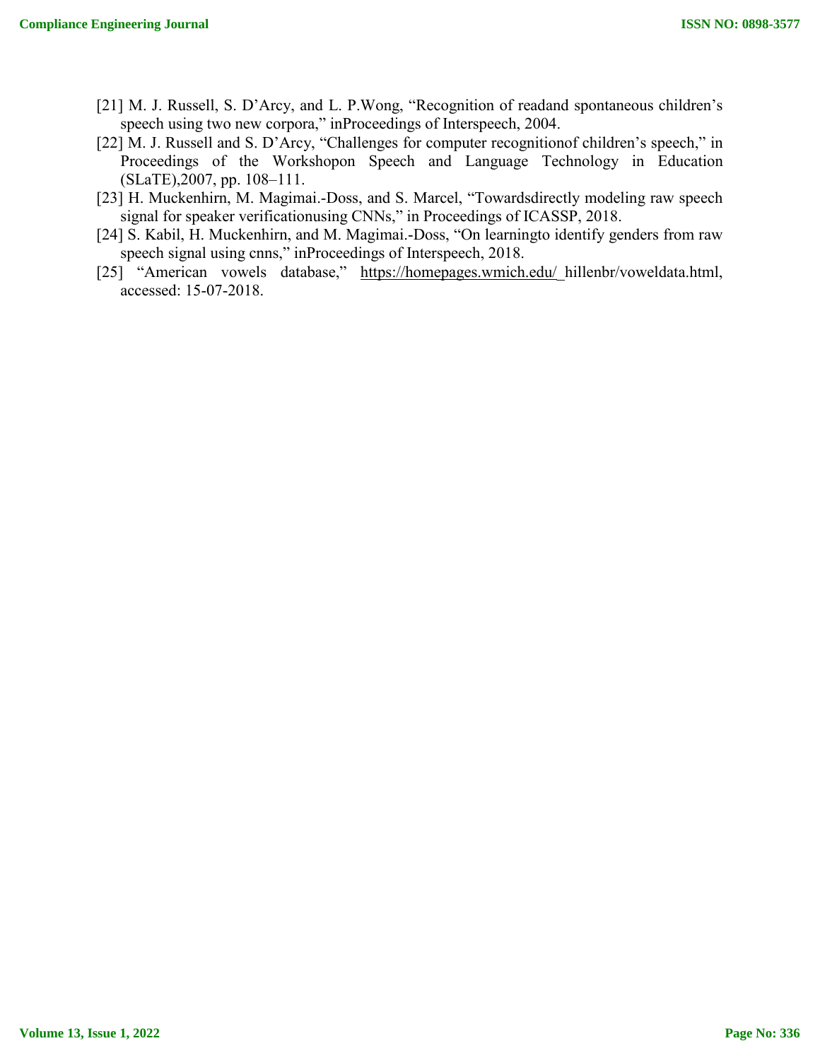[21] M. J. Russell, S. D'Arcy, and L. P.Wong, "Recognition of readand spontaneous children's speech using two new corpora," inProceedings of Interspeech, 2004.

[22] M. J. Russell and S. D'Arcy, "Challenges for computer recognitionof children's speech," in Proceedings of the Workshopon Speech and Language Technology in Education (SLaTE),2007, pp. 108–111.

[23] H. Muckenhirn, M. Magimai.-Doss, and S. Marcel, "Towardsdirectly modeling raw speech signal for speaker verificationusing CNNs," in Proceedings of ICASSP, 2018.

[24] S. Kabil, H. Muckenhirn, and M. Magimai.-Doss, "On learningto identify genders from raw speech signal using cnns," inProceedings of Interspeech, 2018.

[25] "American vowels database," https://homepages.wmich.edu/ hillenbr/voweldata.html, accessed: 15-07-2018.